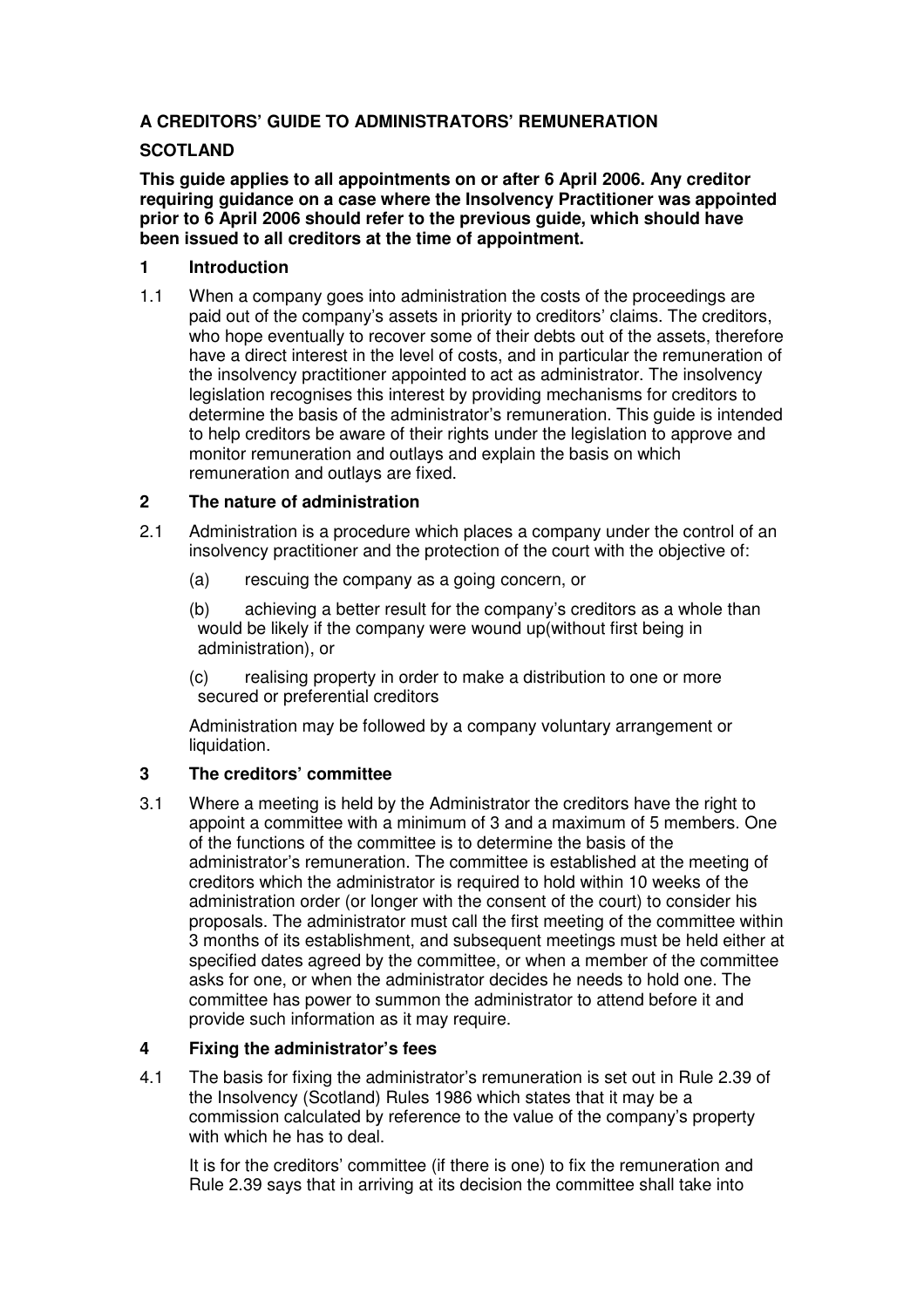# A CREDITORS' GUIDE TO ADMINISTRATORS' REMUNERATION

## SCOTLAND

**This guide applies to all appointments on or after 6 April 2006. Any creditor requiring guidance on a case where the Insolvency Practitioner was appointed prior to 6 April 2006 should refer to the previous guide, which should have been issued to all creditors at the time of appointment.**

## 1 Introduction

1.1 When a company goes into administration the costs of the proceedings are paid out of the company's assets in priority to creditors' claims. The creditors, who hope eventually to recover some of their debts out of the assets, therefore have a direct interest in the level of costs, and in particular the remuneration of the insolvency practitioner appointed to act as administrator. The insolvency legislation recognises this interest by providing mechanisms for creditors to determine the basis of the administrator's remuneration. This guide is intended to help creditors be aware of their rights under the legislation to approve and monitor remuneration and outlays and explain the basis on which remuneration and outlays are fixed.

## 2 The nature of administration

2.1 Administration is a procedure which places a company under the control of an insolvency practitioner and the protection of the court with the objective of:

(a) rescuing the company as a going concern, or

(b) achieving a better result for the company's creditors as a whole than would be likely if the company were wound up(without first being in administration), or

(c) realising property in order to make a distribution to one or more secured or preferential creditors

Administration may be followed by a company voluntary arrangement or liquidation.

## 3 The creditors' committee

3.1 Where a meeting is held by the Administrator the creditors have the right to appoint a committee with a minimum of 3 and a maximum of 5 members. One of the functions of the committee is to determine the basis of the administrator's remuneration. The committee is established at the meeting of creditors which the administrator is required to hold within 10 weeks of the administration order (or longer with the consent of the court) to consider his proposals. The administrator must call the first meeting of the committee within 3 months of its establishment, and subsequent meetings must be held either at specified dates agreed by the committee, or when a member of the committee asks for one, or when the administrator decides he needs to hold one. The committee has power to summon the administrator to attend before it and provide such information as it may require.

## 4 Fixing the administrator's fees

4.1 The basis for fixing the administrator's remuneration is set out in Rule 2.39 of the Insolvency (Scotland) Rules 1986 which states that it may be a commission calculated by reference to the value of the company's property with which he has to deal.

It is for the creditors' committee (if there is one) to fix the remuneration and Rule 2.39 says that in arriving at its decision the committee shall take into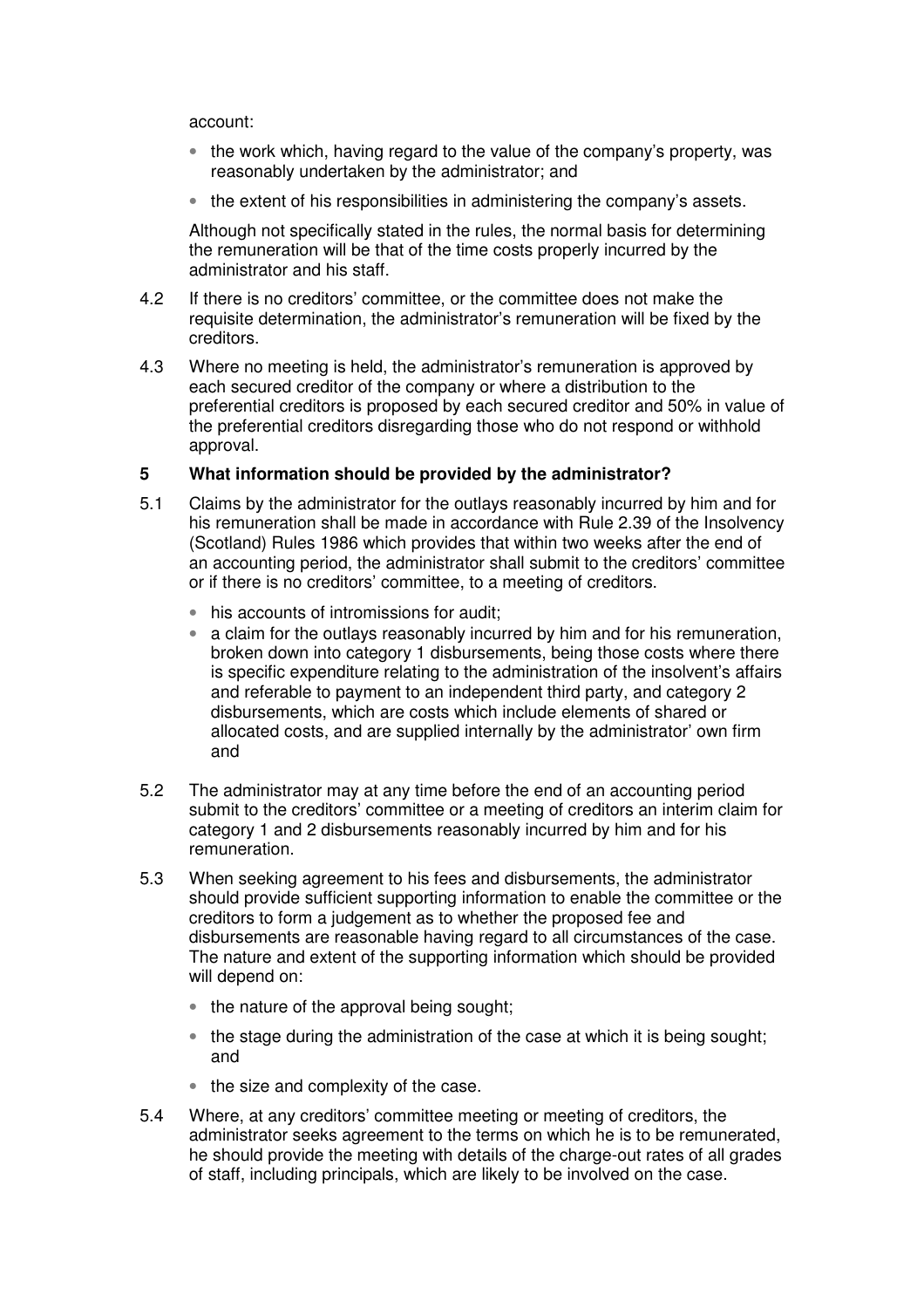account:

- the work which, having regard to the value of the company's property, was reasonably undertaken by the administrator; and
- the extent of his responsibilities in administering the company's assets.

Although not specifically stated in the rules, the normal basis for determining the remuneration will be that of the time costs properly incurred by the administrator and his staff.

4.2 If there is no creditors' committee, or the committee does not make the requisite determination, the administrator's remuneration will be fixed by the creditors.

4.3 Where no meeting is held, the administrator's remuneration is approved by each secured creditor of the company or where a distribution to the preferential creditors is proposed by each secured creditor and 50% in value of the preferential creditors disregarding those who do not respond or withhold approval.

**5 What information should be provided by the administrator?**

5.1 Claims by the administrator for the outlays reasonably incurred by him and for his remuneration shall be made in accordance with Rule 2.39 of the Insolvency (Scotland) Rules 1986 which provides that within two weeks after the end of an accounting period, the administrator shall submit to the creditors' committee or if there is no creditors' committee, to a meeting of creditors.

- his accounts of intromissions for audit;
- a claim for the outlays reasonably incurred by him and for his remuneration, broken down into category 1 disbursements, being those costs where there is specific expenditure relating to the administration of the insolvent's affairs and referable to payment to an independent third party, and category 2 disbursements, which are costs which include elements of shared or allocated costs, and are supplied internally by the administrator' own firm and

5.2 The administrator may at any time before the end of an accounting period submit to the creditors' committee or a meeting of creditors an interim claim for category 1 and 2 disbursements reasonably incurred by him and for his remuneration.

5.3 When seeking agreement to his fees and disbursements, the administrator should provide sufficient supporting information to enable the committee or the creditors to form a judgement as to whether the proposed fee and disbursements are reasonable having regard to all circumstances of the case. The nature and extent of the supporting information which should be provided will depend on:

- the nature of the approval being sought;
- the stage during the administration of the case at which it is being sought; and
- the size and complexity of the case.

5.4 Where, at any creditors' committee meeting or meeting of creditors, the administrator seeks agreement to the terms on which he is to be remunerated, he should provide the meeting with details of the charge-out rates of all grades of staff, including principals, which are likely to be involved on the case.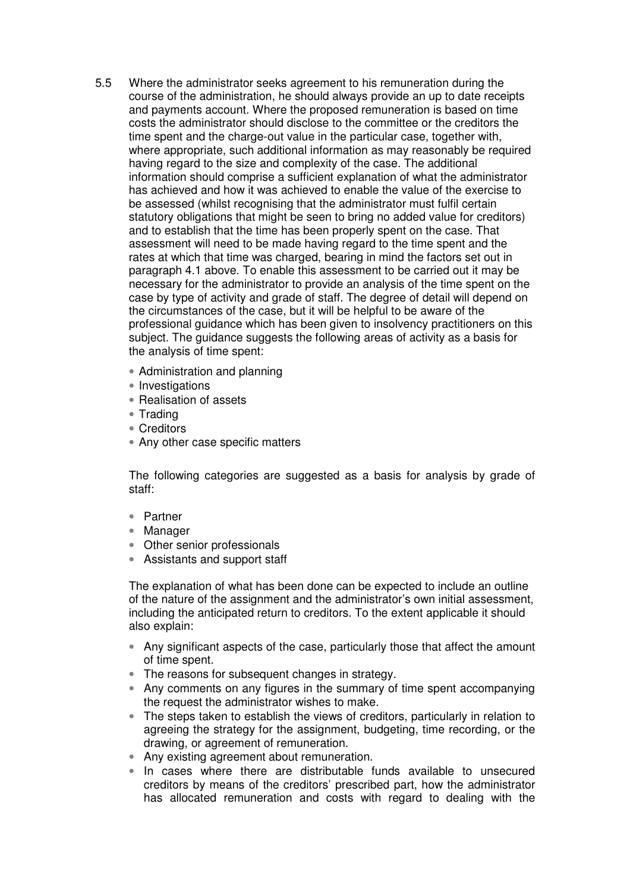5.5 Where the administrator seeks agreement to his remuneration during the course of the administration, he should always provide an up to date receipts and payments account. Where the proposed remuneration is based on time costs the administrator should disclose to the committee or the creditors the time spent and the charge-out value in the particular case, together with, where appropriate, such additional information as may reasonably be required having regard to the size and complexity of the case. The additional information should comprise a sufficient explanation of what the administrator has achieved and how it was achieved to enable the value of the exercise to be assessed (whilst recognising that the administrator must fulfil certain statutory obligations that might be seen to bring no added value for creditors) and to establish that the time has been properly spent on the case. That assessment will need to be made having regard to the time spent and the rates at which that time was charged, bearing in mind the factors set out in paragraph 4.1 above. To enable this assessment to be carried out it may be necessary for the administrator to provide an analysis of the time spent on the case by type of activity and grade of staff. The degree of detail will depend on the circumstances of the case, but it will be helpful to be aware of the professional guidance which has been given to insolvency practitioners on this subject. The guidance suggests the following areas of activity as a basis for the analysis of time spent:

- Administration and planning
- Investigations
- Realisation of assets
- Trading
- Creditors
- Any other case specific matters

The following categories are suggested as a basis for analysis by grade of staff:

- Partner
- Manager
- Other senior professionals
- Assistants and support staff

The explanation of what has been done can be expected to include an outline of the nature of the assignment and the administrator's own initial assessment, including the anticipated return to creditors. To the extent applicable it should also explain:

- Any significant aspects of the case, particularly those that affect the amount of time spent.
- The reasons for subsequent changes in strategy.
- Any comments on any figures in the summary of time spent accompanying the request the administrator wishes to make.
- The steps taken to establish the views of creditors, particularly in relation to agreeing the strategy for the assignment, budgeting, time recording, or the drawing, or agreement of remuneration.
- Any existing agreement about remuneration.
- In cases where there are distributable funds available to unsecured creditors by means of the creditors' prescribed part, how the administrator has allocated remuneration and costs with regard to dealing with the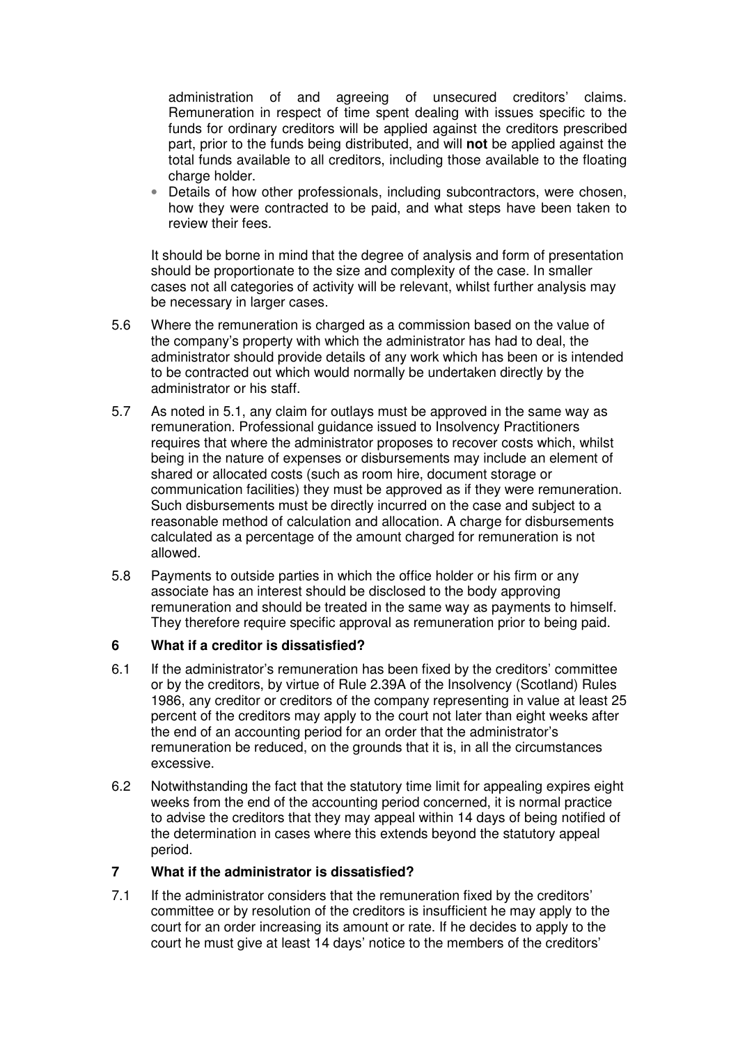administration of and agreeing of unsecured creditors' claims. Remuneration in respect of time spent dealing with issues specific to the funds for ordinary creditors will be applied against the creditors prescribed part, prior to the funds being distributed, and will **not** be applied against the total funds available to all creditors, including those available to the floating charge holder.

- Details of how other professionals, including subcontractors, were chosen, how they were contracted to be paid, and what steps have been taken to review their fees.

It should be borne in mind that the degree of analysis and form of presentation should be proportionate to the size and complexity of the case. In smaller cases not all categories of activity will be relevant, whilst further analysis may be necessary in larger cases.

5.6 Where the remuneration is charged as a commission based on the value of the company's property with which the administrator has had to deal, the administrator should provide details of any work which has been or is intended to be contracted out which would normally be undertaken directly by the administrator or his staff.

5.7 As noted in 5.1, any claim for outlays must be approved in the same way as remuneration. Professional guidance issued to Insolvency Practitioners requires that where the administrator proposes to recover costs which, whilst being in the nature of expenses or disbursements may include an element of shared or allocated costs (such as room hire, document storage or communication facilities) they must be approved as if they were remuneration. Such disbursements must be directly incurred on the case and subject to a reasonable method of calculation and allocation. A charge for disbursements calculated as a percentage of the amount charged for remuneration is not allowed.

5.8 Payments to outside parties in which the office holder or his firm or any associate has an interest should be disclosed to the body approving remuneration and should be treated in the same way as payments to himself. They therefore require specific approval as remuneration prior to being paid.

## 6 What if a creditor is dissatisfied?

6.1 If the administrator's remuneration has been fixed by the creditors' committee or by the creditors, by virtue of Rule 2.39A of the Insolvency (Scotland) Rules 1986, any creditor or creditors of the company representing in value at least 25 percent of the creditors may apply to the court not later than eight weeks after the end of an accounting period for an order that the administrator's remuneration be reduced, on the grounds that it is, in all the circumstances excessive.

6.2 Notwithstanding the fact that the statutory time limit for appealing expires eight weeks from the end of the accounting period concerned, it is normal practice to advise the creditors that they may appeal within 14 days of being notified of the determination in cases where this extends beyond the statutory appeal period.

## 7 What if the administrator is dissatisfied?

7.1 If the administrator considers that the remuneration fixed by the creditors' committee or by resolution of the creditors is insufficient he may apply to the court for an order increasing its amount or rate. If he decides to apply to the court he must give at least 14 days' notice to the members of the creditors'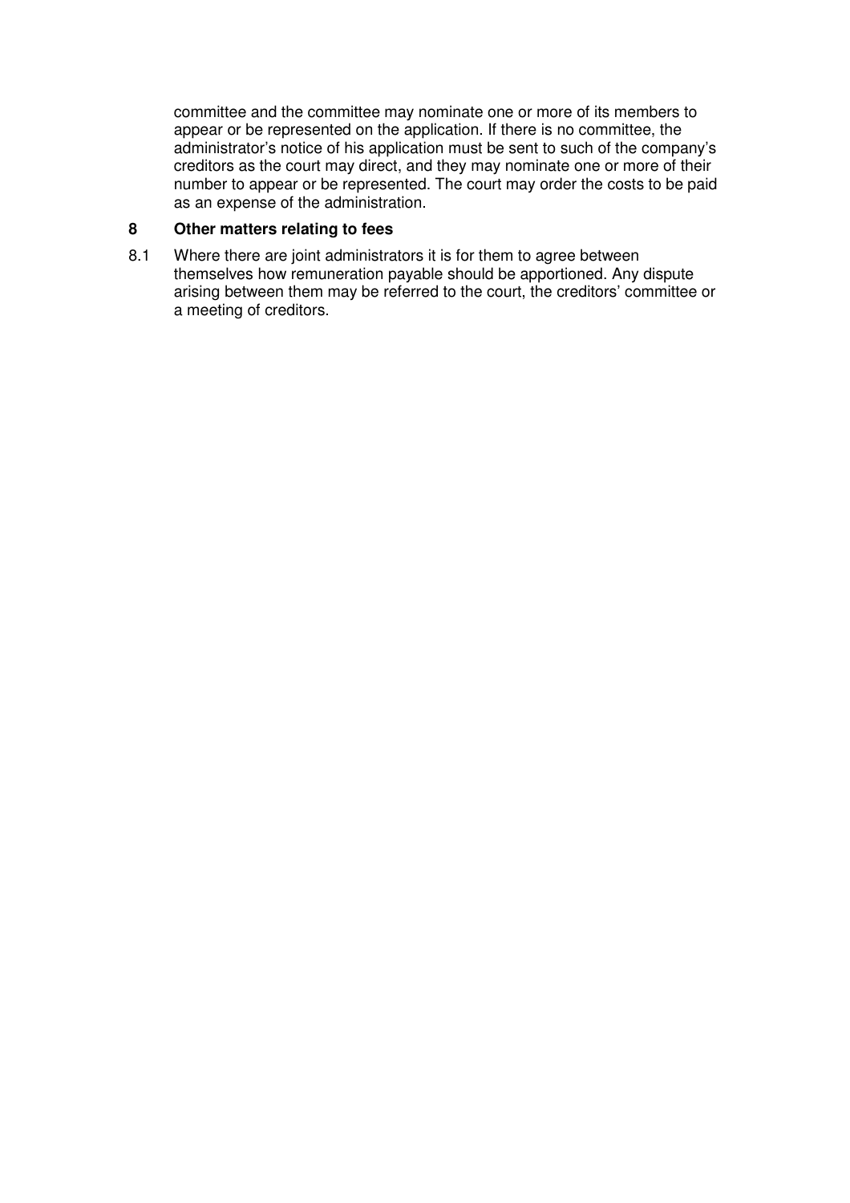committee and the committee may nominate one or more of its members to appear or be represented on the application. If there is no committee, the administrator's notice of his application must be sent to such of the company's creditors as the court may direct, and they may nominate one or more of their number to appear or be represented. The court may order the costs to be paid as an expense of the administration.

## 8 Other matters relating to fees

8.1 Where there are joint administrators it is for them to agree between themselves how remuneration payable should be apportioned. Any dispute arising between them may be referred to the court, the creditors' committee or a meeting of creditors.